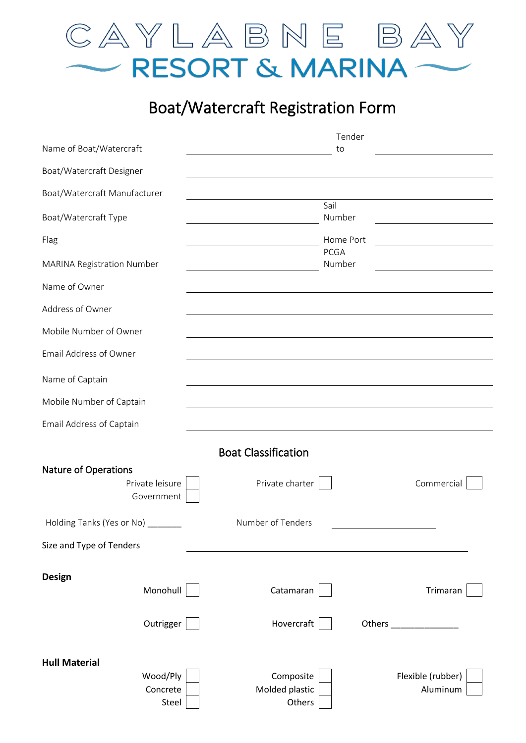# CAYLABNE BAY

## RESORT & MARINA

## Boat/Watercraft Registration Form

| | | | |
|---|---|---|---|
| Name of Boat/Watercraft | ______________ | Tender to | ______________ |
| Boat/Watercraft Designer | ______________ | | |
| Boat/Watercraft Manufacturer | ______________ | | |
| Boat/Watercraft Type | ______________ | Sail Number | ______________ |
| Flag | ______________ | Home Port | ______________ |
| MARINA Registration Number | ______________ | PCGA Number | ______________ |
| Name of Owner | ______________ | | |
| Address of Owner | ______________ | | |
| Mobile Number of Owner | ______________ | | |
| Email Address of Owner | ______________ | | |
| Name of Captain | ______________ | | |
| Mobile Number of Captain | ______________ | | |
| Email Address of Captain | ______________ | | |

### Boat Classification

**Nature of Operations**

- Private leisure ☐
- Government ☐
- Private charter ☐
- Commercial ☐

Holding Tanks (Yes or No) _______ Number of Tenders ______________

Size and Type of Tenders ______________

**Design**

- Monohull ☐
- Catamaran ☐
- Trimaran ☐
- Outrigger ☐
- Hovercraft ☐
- Others ______________

**Hull Material**

- Wood/Ply ☐
- Concrete ☐
- Steel ☐
- Composite ☐
- Molded plastic ☐
- Others ☐
- Flexible (rubber) ☐
- Aluminum ☐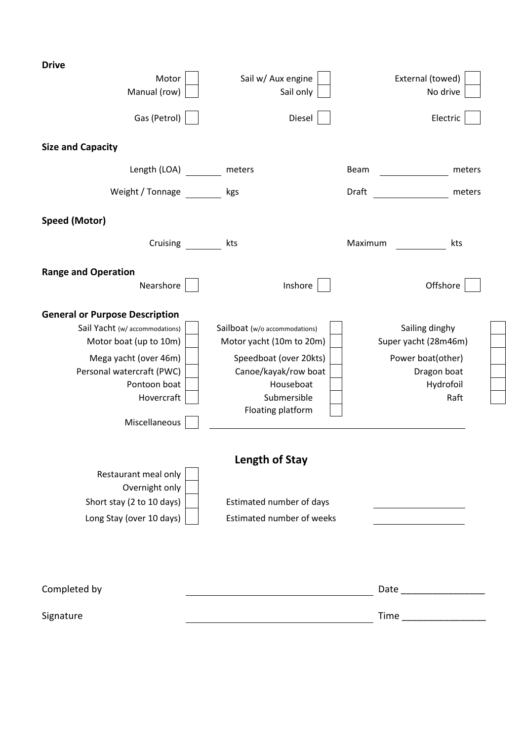**Drive**

| | | | | | |
|---|---|---|---|---|---|
| Motor | ☐ | Sail w/ Aux engine | ☐ | External (towed) | ☐ |
| Manual (row) | ☐ | Sail only | ☐ | No drive | ☐ |
| Gas (Petrol) | ☐ | Diesel | ☐ | Electric | ☐ |

**Size and Capacity**

Length (LOA) ________ meters Beam ______________ meters

Weight / Tonnage ________ kgs Draft ______________ meters

**Speed (Motor)**

Cruising ________ kts Maximum __________ kts

**Range and Operation**

| | | | | | |
|---|---|---|---|---|---|
| Nearshore | ☐ | Inshore | ☐ | Offshore | ☐ |

**General or Purpose Description**

| | | | | | |
|---|---|---|---|---|---|
| Sail Yacht (w/ accommodations) | ☐ | Sailboat (w/o accommodations) | ☐ | Sailing dinghy | ☐ |
| Motor boat (up to 10m) | ☐ | Motor yacht (10m to 20m) | ☐ | Super yacht (28m46m) | ☐ |
| Mega yacht (over 46m) | ☐ | Speedboat (over 20kts) | ☐ | Power boat(other) | ☐ |
| Personal watercraft (PWC) | ☐ | Canoe/kayak/row boat | ☐ | Dragon boat | ☐ |
| Pontoon boat | ☐ | Houseboat | ☐ | Hydrofoil | ☐ |
| Hovercraft | ☐ | Submersible | ☐ | Raft | ☐ |
| | | Floating platform | ☐ | | |

Miscellaneous ☐ ________________________________________________

## Length of Stay

| | | | |
|---|---|---|---|
| Restaurant meal only | ☐ | | |
| Overnight only | ☐ | | |
| Short stay (2 to 10 days) | ☐ | Estimated number of days | ________________ |
| Long Stay (over 10 days) | ☐ | Estimated number of weeks | ________________ |

Completed by ________________________________ Date ________________

Signature ________________________________ Time ________________